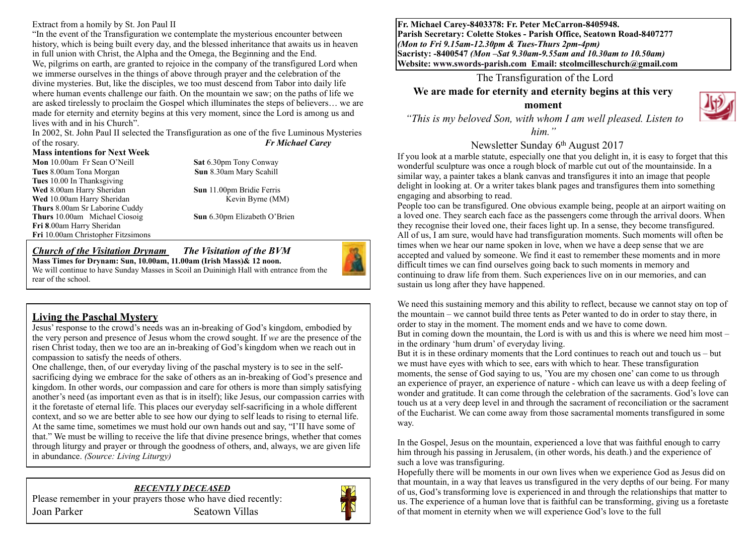Extract from a homily by St. Jon Paul II

"In the event of the Transfiguration we contemplate the mysterious encounter between history, which is being built every day, and the blessed inheritance that awaits us in heaven in full union with Christ, the Alpha and the Omega, the Beginning and the End.
We, pilgrims on earth, are granted to rejoice in the company of the transfigured Lord when we immerse ourselves in the things of above through prayer and the celebration of the divine mysteries. But, like the disciples, we too must descend from Tabor into daily life where human events challenge our faith. On the mountain we saw; on the paths of life we are asked tirelessly to proclaim the Gospel which illuminates the steps of believers… we are made for eternity and eternity begins at this very moment, since the Lord is among us and lives with and in his Church".

In 2002, St. John Paul II selected the Transfiguration as one of the five Luminous Mysteries of the rosary. ***Fr Michael Carey***

**Mass intentions for Next Week**

**Mon** 10.00am Fr Sean O'Neill
**Tues** 8.00am Tona Morgan
**Tues** 10.00 In Thanksgiving
**Wed** 8.00am Harry Sheridan
**Wed** 10.00am Harry Sheridan
**Thurs** 8.00am Sr Laborine Cuddy
**Thurs** 10.00am Michael Ciosoig
**Fri 8**.00am Harry Sheridan
**Fri** 10.00am Christopher Fitzsimons

**Sat** 6.30pm Tony Conway
**Sun** 8.30am Mary Scahill
**Sun** 11.00pm Bridie Ferris
Kevin Byrne (MM)
**Sun** 6.30pm Elizabeth O'Brien

***Church of the Visitation Drynam*** ***The Visitation of the BVM***

**Mass Times for Drynam: Sun, 10.00am, 11.00am (Irish Mass)& 12 noon.**

We will continue to have Sunday Masses in Scoil an Duininigh Hall with entrance from the rear of the school.

## Living the Paschal Mystery

Jesus' response to the crowd's needs was an in-breaking of God's kingdom, embodied by the very person and presence of Jesus whom the crowd sought. If *we* are the presence of the risen Christ today, then we too are an in-breaking of God's kingdom when we reach out in compassion to satisfy the needs of others.

One challenge, then, of our everyday living of the paschal mystery is to see in the self-sacrificing dying we embrace for the sake of others as an in-breaking of God's presence and kingdom. In other words, our compassion and care for others is more than simply satisfying another's need (as important even as that is in itself); like Jesus, our compassion carries with it the foretaste of eternal life. This places our everyday self-sacrificing in a whole different context, and so we are better able to see how our dying to self leads to rising to eternal life. At the same time, sometimes we must hold our own hands out and say, "I'II have some of that." We must be willing to receive the life that divine presence brings, whether that comes through liturgy and prayer or through the goodness of others, and, always, we are given life in abundance. *(Source: Living Liturgy)*

***RECENTLY DECEASED***

Please remember in your prayers those who have died recently:

Joan Parker Seatown Villas

**Fr. Michael Carey-8403378: Fr. Peter McCarron-8405948.**
**Parish Secretary: Colette Stokes - Parish Office, Seatown Road-8407277**
***(Mon to Fri 9.15am-12.30pm & Tues-Thurs 2pm-4pm)***
**Sacristy: -8400547 *(Mon –Sat 9.30am-9.55am and 10.30am to 10.50am)***
**Website: www.swords-parish.com Email: stcolmcilleschurch@gmail.com**

The Transfiguration of the Lord

**We are made for eternity and eternity begins at this very moment**

*"This is my beloved Son, with whom I am well pleased. Listen to him."*

Newsletter Sunday 6th August 2017

If you look at a marble statute, especially one that you delight in, it is easy to forget that this wonderful sculpture was once a rough block of marble cut out of the mountainside. In a similar way, a painter takes a blank canvas and transfigures it into an image that people delight in looking at. Or a writer takes blank pages and transfigures them into something engaging and absorbing to read.

People too can be transfigured. One obvious example being, people at an airport waiting on a loved one. They search each face as the passengers come through the arrival doors. When they recognise their loved one, their faces light up. In a sense, they become transfigured. All of us, I am sure, would have had transfiguration moments. Such moments will often be times when we hear our name spoken in love, when we have a deep sense that we are accepted and valued by someone. We find it east to remember these moments and in more difficult times we can find ourselves going back to such moments in memory and continuing to draw life from them. Such experiences live on in our memories, and can sustain us long after they have happened.

We need this sustaining memory and this ability to reflect, because we cannot stay on top of the mountain – we cannot build three tents as Peter wanted to do in order to stay there, in order to stay in the moment. The moment ends and we have to come down.
But in coming down the mountain, the Lord is with us and this is where we need him most – in the ordinary 'hum drum' of everyday living.
But it is in these ordinary moments that the Lord continues to reach out and touch us – but we must have eyes with which to see, ears with which to hear. These transfiguration moments, the sense of God saying to us, 'You are my chosen one' can come to us through an experience of prayer, an experience of nature - which can leave us with a deep feeling of wonder and gratitude. It can come through the celebration of the sacraments. God's love can touch us at a very deep level in and through the sacrament of reconciliation or the sacrament of the Eucharist. We can come away from those sacramental moments transfigured in some way.

In the Gospel, Jesus on the mountain, experienced a love that was faithful enough to carry him through his passing in Jerusalem, (in other words, his death.) and the experience of such a love was transfiguring.
Hopefully there will be moments in our own lives when we experience God as Jesus did on that mountain, in a way that leaves us transfigured in the very depths of our being. For many of us, God's transforming love is experienced in and through the relationships that matter to us. The experience of a human love that is faithful can be transforming, giving us a foretaste of that moment in eternity when we will experience God's love to the full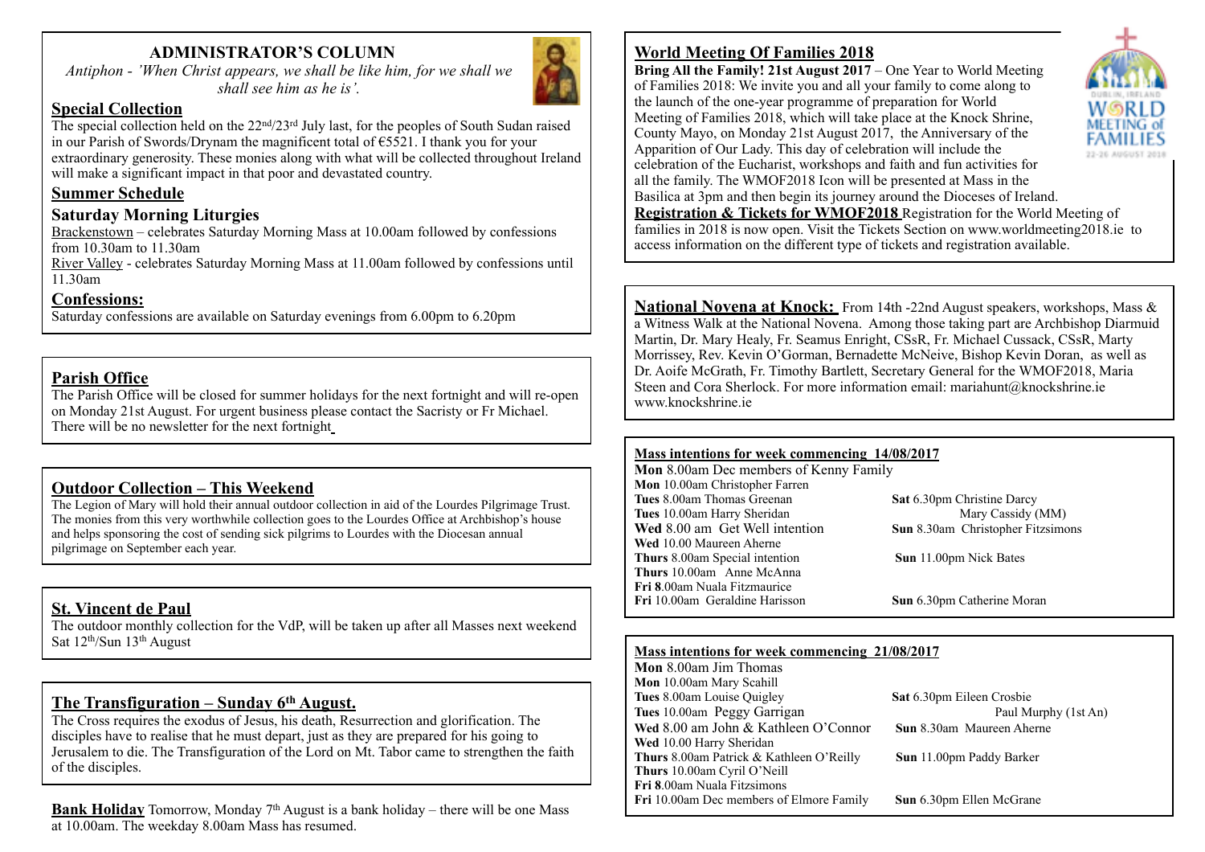## ADMINISTRATOR'S COLUMN

*Antiphon - 'When Christ appears, we shall be like him, for we shall we shall see him as he is'.*

### Special Collection

The special collection held on the 22nd/23rd July last, for the peoples of South Sudan raised in our Parish of Swords/Drynam the magnificent total of €5521. I thank you for your extraordinary generosity. These monies along with what will be collected throughout Ireland will make a significant impact in that poor and devastated country.

### Summer Schedule

#### Saturday Morning Liturgies

Brackenstown – celebrates Saturday Morning Mass at 10.00am followed by confessions from 10.30am to 11.30am

River Valley - celebrates Saturday Morning Mass at 11.00am followed by confessions until 11.30am

### Confessions:

Saturday confessions are available on Saturday evenings from 6.00pm to 6.20pm

### Parish Office

The Parish Office will be closed for summer holidays for the next fortnight and will re-open on Monday 21st August. For urgent business please contact the Sacristy or Fr Michael. There will be no newsletter for the next fortnight

### Outdoor Collection – This Weekend

The Legion of Mary will hold their annual outdoor collection in aid of the Lourdes Pilgrimage Trust. The monies from this very worthwhile collection goes to the Lourdes Office at Archbishop's house and helps sponsoring the cost of sending sick pilgrims to Lourdes with the Diocesan annual pilgrimage on September each year.

### St. Vincent de Paul

The outdoor monthly collection for the VdP, will be taken up after all Masses next weekend Sat 12th/Sun 13th August

### The Transfiguration – Sunday 6th August.

The Cross requires the exodus of Jesus, his death, Resurrection and glorification. The disciples have to realise that he must depart, just as they are prepared for his going to Jerusalem to die. The Transfiguration of the Lord on Mt. Tabor came to strengthen the faith of the disciples.

**Bank Holiday** Tomorrow, Monday 7th August is a bank holiday – there will be one Mass at 10.00am. The weekday 8.00am Mass has resumed.

### World Meeting Of Families 2018

**Bring All the Family! 21st August 2017** – One Year to World Meeting of Families 2018: We invite you and all your family to come along to the launch of the one-year programme of preparation for World Meeting of Families 2018, which will take place at the Knock Shrine, County Mayo, on Monday 21st August 2017, the Anniversary of the Apparition of Our Lady. This day of celebration will include the celebration of the Eucharist, workshops and faith and fun activities for all the family. The WMOF2018 Icon will be presented at Mass in the Basilica at 3pm and then begin its journey around the Dioceses of Ireland.

**Registration & Tickets for WMOF2018** Registration for the World Meeting of families in 2018 is now open. Visit the Tickets Section on www.worldmeeting2018.ie to access information on the different type of tickets and registration available.

**National Novena at Knock:** From 14th -22nd August speakers, workshops, Mass & a Witness Walk at the National Novena. Among those taking part are Archbishop Diarmuid Martin, Dr. Mary Healy, Fr. Seamus Enright, CSsR, Fr. Michael Cussack, CSsR, Marty Morrissey, Rev. Kevin O'Gorman, Bernadette McNeive, Bishop Kevin Doran, as well as Dr. Aoife McGrath, Fr. Timothy Bartlett, Secretary General for the WMOF2018, Maria Steen and Cora Sherlock. For more information email: mariahunt@knockshrine.ie www.knockshrine.ie

### Mass intentions for week commencing 14/08/2017

**Mon** 8.00am Dec members of Kenny Family
**Mon** 10.00am Christopher Farren
**Tues** 8.00am Thomas Greenan
**Tues** 10.00am Harry Sheridan
**Wed** 8.00 am Get Well intention
**Wed** 10.00 Maureen Aherne
**Thurs** 8.00am Special intention
**Thurs** 10.00am Anne McAnna
**Fri 8**.00am Nuala Fitzmaurice
**Fri** 10.00am Geraldine Harisson
**Sat** 6.30pm Christine Darcy
Mary Cassidy (MM)
**Sun** 8.30am Christopher Fitzsimons
**Sun** 11.00pm Nick Bates
**Sun** 6.30pm Catherine Moran

### Mass intentions for week commencing 21/08/2017

**Mon** 8.00am Jim Thomas
**Mon** 10.00am Mary Scahill
**Tues** 8.00am Louise Quigley
**Tues** 10.00am Peggy Garrigan
**Wed** 8.00 am John & Kathleen O'Connor
**Wed** 10.00 Harry Sheridan
**Thurs** 8.00am Patrick & Kathleen O'Reilly
**Thurs** 10.00am Cyril O'Neill
**Fri 8**.00am Nuala Fitzsimons
**Fri** 10.00am Dec members of Elmore Family
**Sat** 6.30pm Eileen Crosbie
Paul Murphy (1st An)
**Sun** 8.30am Maureen Aherne
**Sun** 11.00pm Paddy Barker
**Sun** 6.30pm Ellen McGrane